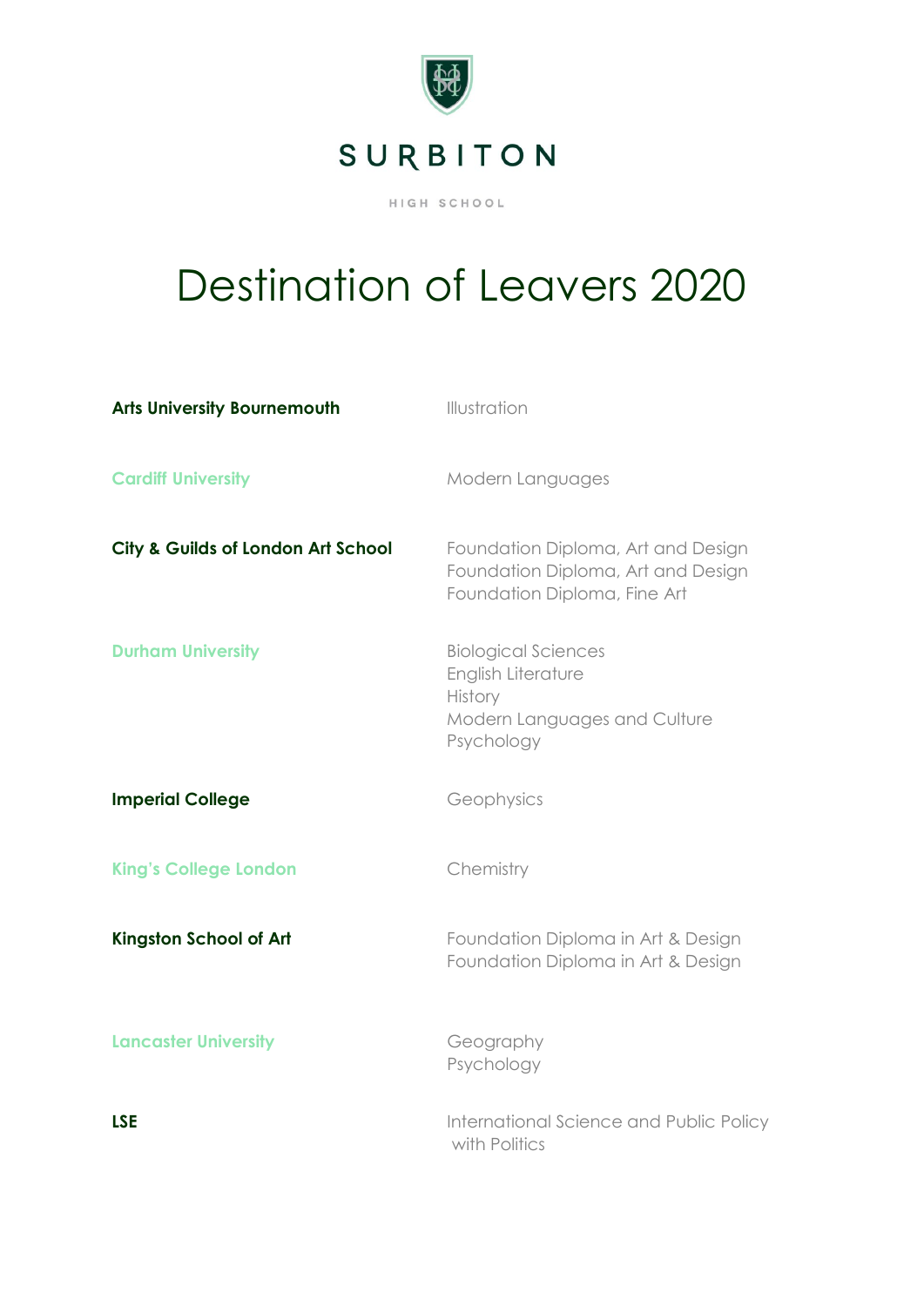SURBITON

HIGH SCHOOL

# Destination of Leavers 2020

| | |
|---|---|
| **Arts University Bournemouth** | Illustration |
| **Cardiff University** | Modern Languages |
| **City & Guilds of London Art School** | Foundation Diploma, Art and Design<br>Foundation Diploma, Art and Design<br>Foundation Diploma, Fine Art |
| **Durham University** | Biological Sciences<br>English Literature<br>History<br>Modern Languages and Culture<br>Psychology |
| **Imperial College** | Geophysics |
| **King's College London** | Chemistry |
| **Kingston School of Art** | Foundation Diploma in Art & Design<br>Foundation Diploma in Art & Design |
| **Lancaster University** | Geography<br>Psychology |
| **LSE** | International Science and Public Policy with Politics |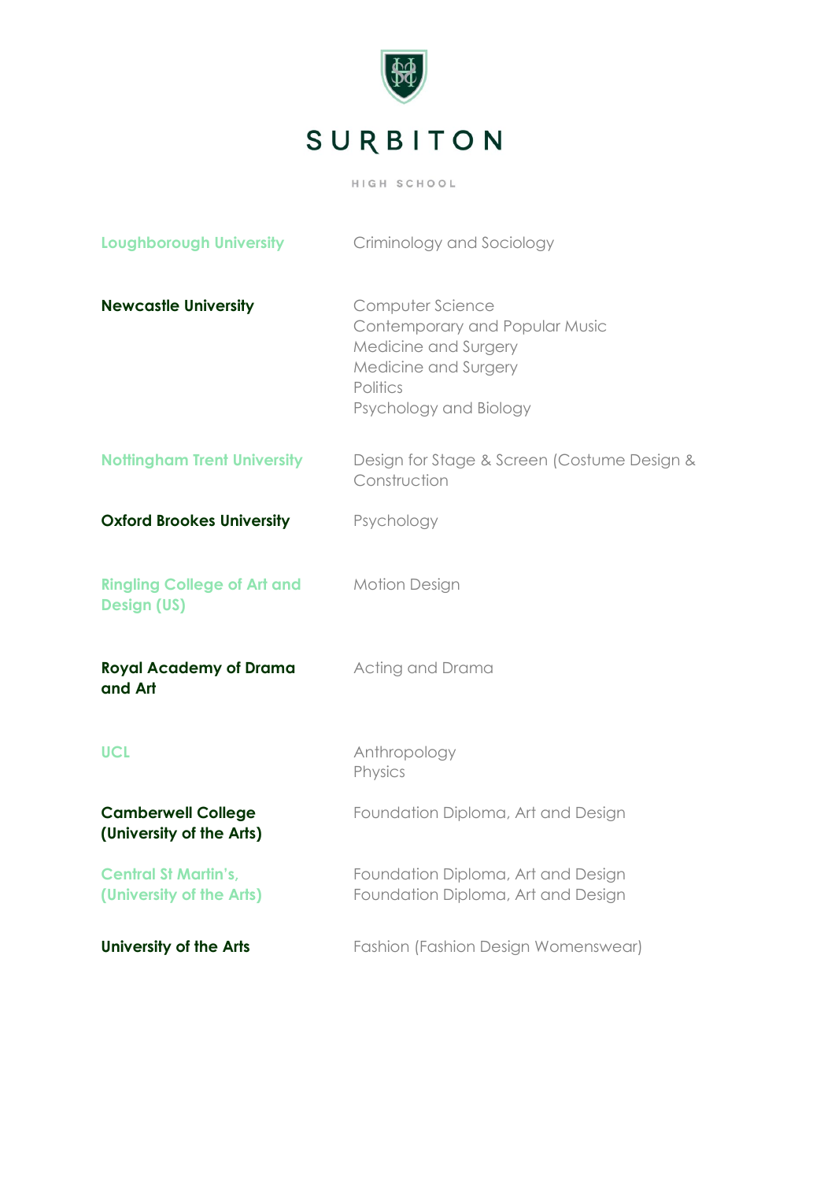| University | Course |
|---|---|
| **Loughborough University** | Criminology and Sociology |
| **Newcastle University** | Computer Science<br>Contemporary and Popular Music<br>Medicine and Surgery<br>Medicine and Surgery<br>Politics<br>Psychology and Biology |
| **Nottingham Trent University** | Design for Stage & Screen (Costume Design & Construction |
| **Oxford Brookes University** | Psychology |
| **Ringling College of Art and Design (US)** | Motion Design |
| **Royal Academy of Drama and Art** | Acting and Drama |
| **UCL** | Anthropology<br>Physics |
| **Camberwell College (University of the Arts)** | Foundation Diploma, Art and Design |
| **Central St Martin's, (University of the Arts)** | Foundation Diploma, Art and Design<br>Foundation Diploma, Art and Design |
| **University of the Arts** | Fashion (Fashion Design Womenswear) |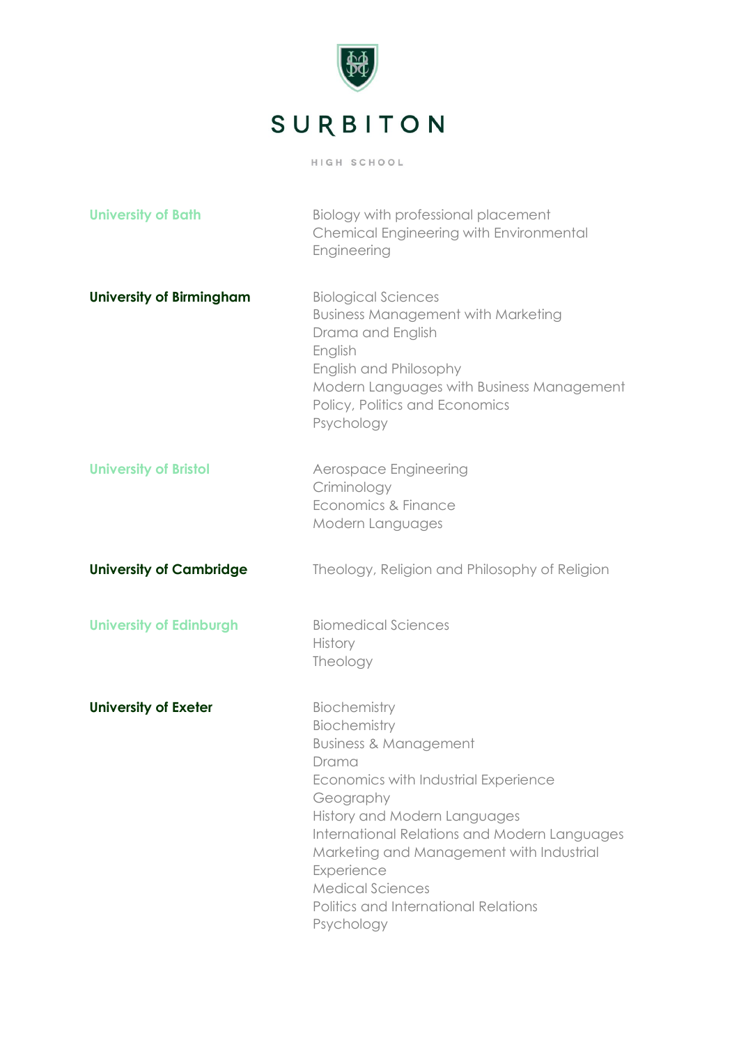SURBITON

HIGH SCHOOL

| University | Course |
| --- | --- |
| **University of Bath** | Biology with professional placement<br>Chemical Engineering with Environmental Engineering |
| **University of Birmingham** | Biological Sciences<br>Business Management with Marketing<br>Drama and English<br>English<br>English and Philosophy<br>Modern Languages with Business Management<br>Policy, Politics and Economics<br>Psychology |
| **University of Bristol** | Aerospace Engineering<br>Criminology<br>Economics & Finance<br>Modern Languages |
| **University of Cambridge** | Theology, Religion and Philosophy of Religion |
| **University of Edinburgh** | Biomedical Sciences<br>History<br>Theology |
| **University of Exeter** | Biochemistry<br>Biochemistry<br>Business & Management<br>Drama<br>Economics with Industrial Experience<br>Geography<br>History and Modern Languages<br>International Relations and Modern Languages<br>Marketing and Management with Industrial Experience<br>Medical Sciences<br>Politics and International Relations<br>Psychology |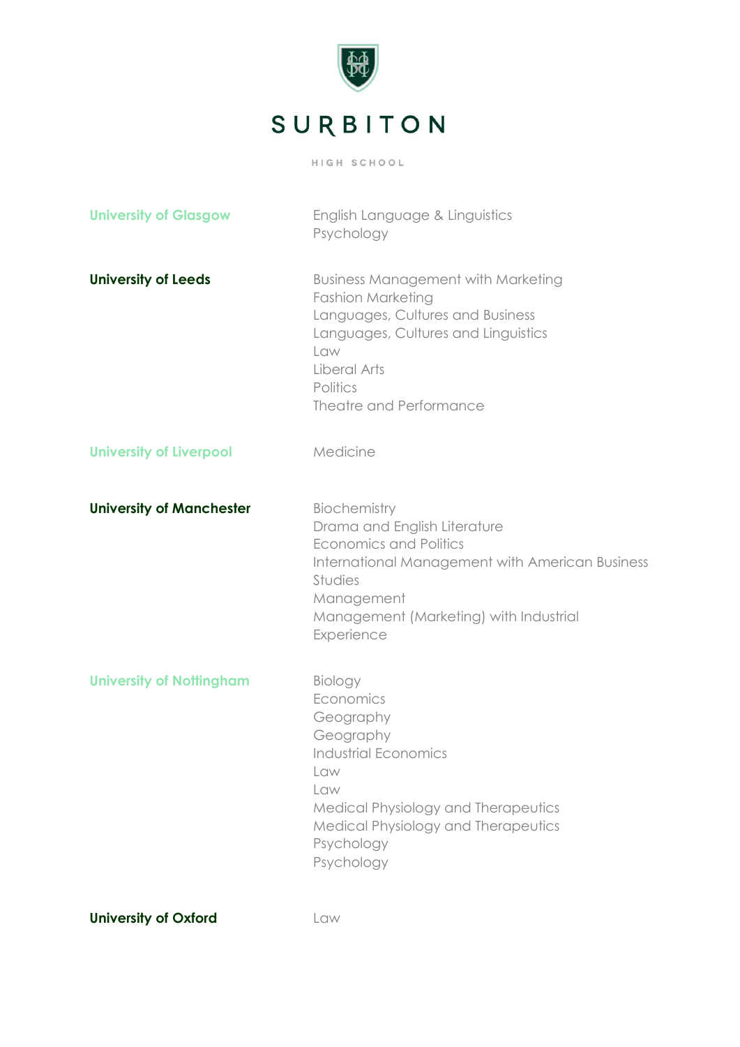| University | Course |
|---|---|
| **University of Glasgow** | English Language & Linguistics |
| | Psychology |
| **University of Leeds** | Business Management with Marketing |
| | Fashion Marketing |
| | Languages, Cultures and Business |
| | Languages, Cultures and Linguistics |
| | Law |
| | Liberal Arts |
| | Politics |
| | Theatre and Performance |
| **University of Liverpool** | Medicine |
| **University of Manchester** | Biochemistry |
| | Drama and English Literature |
| | Economics and Politics |
| | International Management with American Business Studies |
| | Management |
| | Management (Marketing) with Industrial Experience |
| **University of Nottingham** | Biology |
| | Economics |
| | Geography |
| | Geography |
| | Industrial Economics |
| | Law |
| | Law |
| | Medical Physiology and Therapeutics |
| | Medical Physiology and Therapeutics |
| | Psychology |
| | Psychology |
| **University of Oxford** | Law |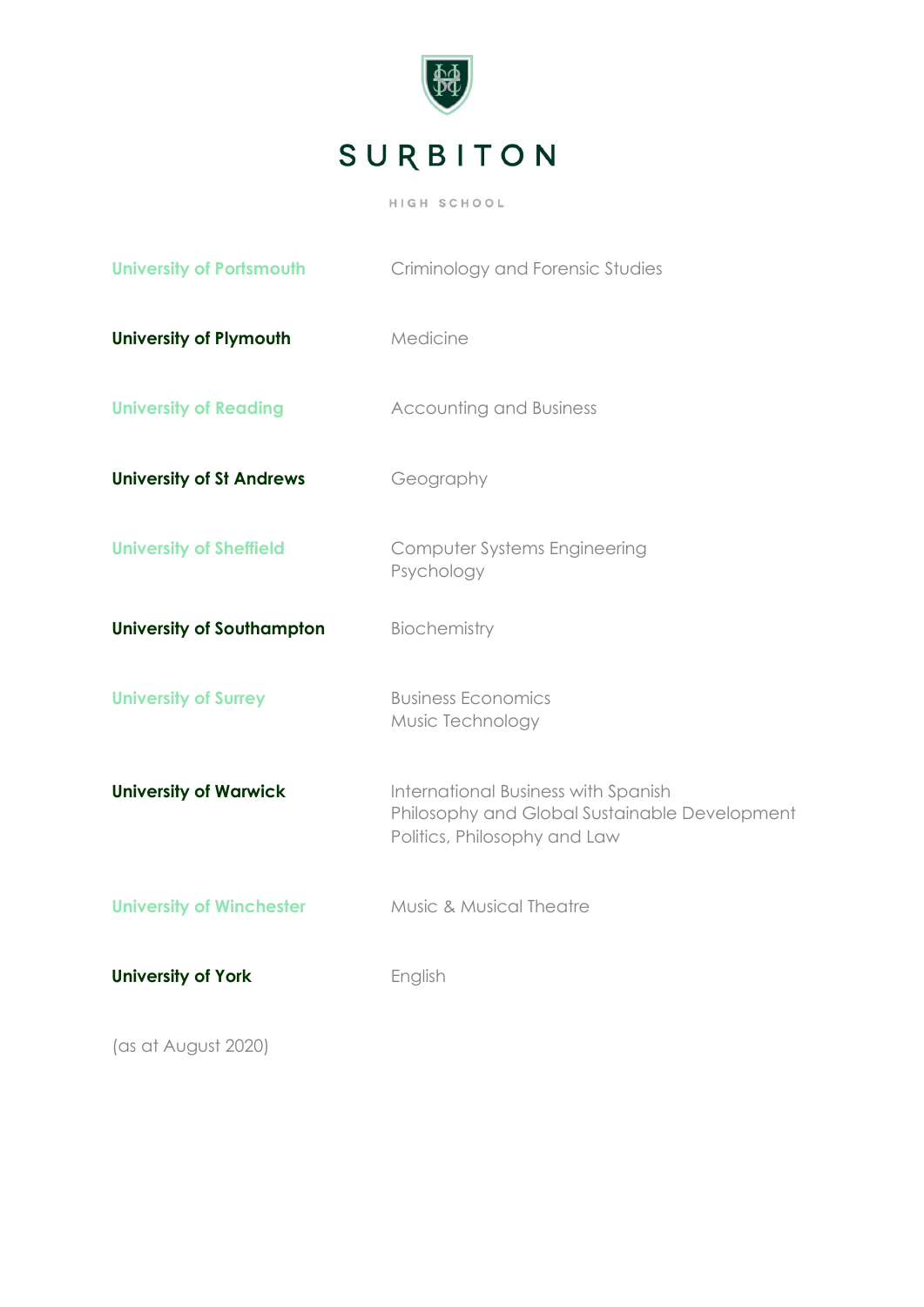# SURBITON

HIGH SCHOOL

| | |
|---|---|
| **University of Portsmouth** | Criminology and Forensic Studies |
| **University of Plymouth** | Medicine |
| **University of Reading** | Accounting and Business |
| **University of St Andrews** | Geography |
| **University of Sheffield** | Computer Systems Engineering<br>Psychology |
| **University of Southampton** | Biochemistry |
| **University of Surrey** | Business Economics<br>Music Technology |
| **University of Warwick** | International Business with Spanish<br>Philosophy and Global Sustainable Development<br>Politics, Philosophy and Law |
| **University of Winchester** | Music & Musical Theatre |
| **University of York** | English |

(as at August 2020)